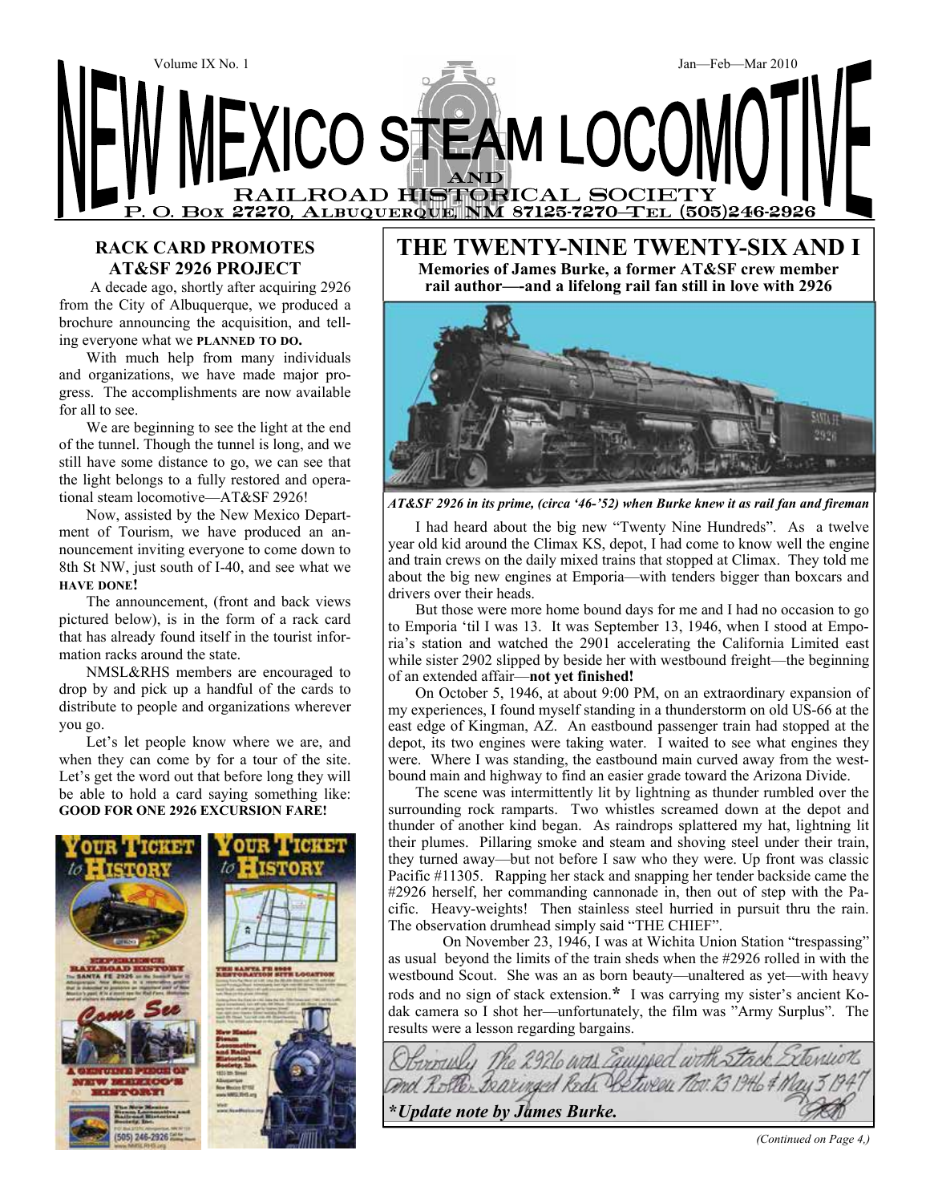Volume IX No. 1

Jan—Feb—Mar 2010

# NEW MEXICO STEAM LOCOMOTIVE AND RAILROAD HISTORICAL SOCIETY

P. O. Box 27270, Albuquerque, NM 87125-7270—Tel (505)246-2926

## RACK CARD PROMOTES AT&SF 2926 PROJECT

A decade ago, shortly after acquiring 2926 from the City of Albuquerque, we produced a brochure announcing the acquisition, and telling everyone what we **PLANNED TO DO.**

With much help from many individuals and organizations, we have made major progress. The accomplishments are now available for all to see.

We are beginning to see the light at the end of the tunnel. Though the tunnel is long, and we still have some distance to go, we can see that the light belongs to a fully restored and operational steam locomotive—AT&SF 2926!

Now, assisted by the New Mexico Department of Tourism, we have produced an announcement inviting everyone to come down to 8th St NW, just south of I-40, and see what we **HAVE DONE!**

The announcement, (front and back views pictured below), is in the form of a rack card that has already found itself in the tourist information racks around the state.

NMSL&RHS members are encouraged to drop by and pick up a handful of the cards to distribute to people and organizations wherever you go.

Let's let people know where we are, and when they can come by for a tour of the site. Let's get the word out that before long they will be able to hold a card saying something like: **GOOD FOR ONE 2926 EXCURSION FARE!**

## THE TWENTY-NINE TWENTY-SIX AND I

**Memories of James Burke, a former AT&SF crew member rail author—-and a lifelong rail fan still in love with 2926**

*AT&SF 2926 in its prime, (circa '46-'52) when Burke knew it as rail fan and fireman*

I had heard about the big new "Twenty Nine Hundreds". As a twelve year old kid around the Climax KS, depot, I had come to know well the engine and train crews on the daily mixed trains that stopped at Climax. They told me about the big new engines at Emporia—with tenders bigger than boxcars and drivers over their heads.

But those were more home bound days for me and I had no occasion to go to Emporia 'til I was 13. It was September 13, 1946, when I stood at Emporia's station and watched the 2901 accelerating the California Limited east while sister 2902 slipped by beside her with westbound freight—the beginning of an extended affair—**not yet finished!**

On October 5, 1946, at about 9:00 PM, on an extraordinary expansion of my experiences, I found myself standing in a thunderstorm on old US-66 at the east edge of Kingman, AZ. An eastbound passenger train had stopped at the depot, its two engines were taking water. I waited to see what engines they were. Where I was standing, the eastbound main curved away from the westbound main and highway to find an easier grade toward the Arizona Divide.

The scene was intermittently lit by lightning as thunder rumbled over the surrounding rock ramparts. Two whistles screamed down at the depot and thunder of another kind began. As raindrops splattered my hat, lightning lit their plumes. Pillaring smoke and steam and shoving steel under their train, they turned away—but not before I saw who they were. Up front was classic Pacific #11305. Rapping her stack and snapping her tender backside came the #2926 herself, her commanding cannonade in, then out of step with the Pacific. Heavy-weights! Then stainless steel hurried in pursuit thru the rain. The observation drumhead simply said "THE CHIEF".

On November 23, 1946, I was at Wichita Union Station "trespassing" as usual beyond the limits of the train sheds when the #2926 rolled in with the westbound Scout. She was an as born beauty—unaltered as yet—with heavy rods and no sign of stack extension.* I was carrying my sister's ancient Kodak camera so I shot her—unfortunately, the film was "Army Surplus". The results were a lesson regarding bargains.

Obviously the 2926 was Equipped with Stack Extension and Roller Bearinged Rods Between Nov. 23 1946 & May 3 1947

**\*Update note by James Burke.**

*(Continued on Page 4,)*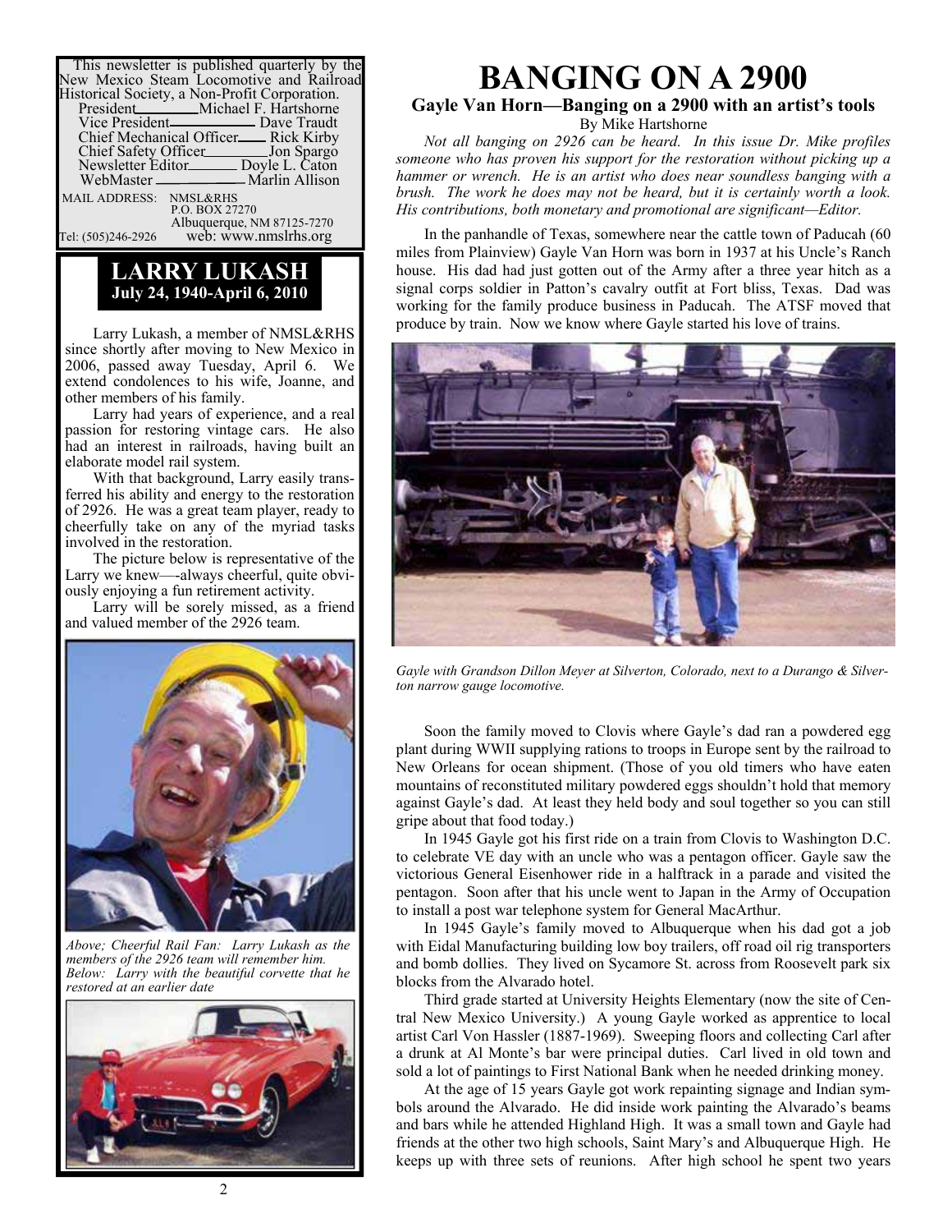This newsletter is published quarterly by the New Mexico Steam Locomotive and Railroad Historical Society, a Non-Profit Corporation.

President — Michael F. Hartshorne
Vice President — Dave Traudt
Chief Mechanical Officer — Rick Kirby
Chief Safety Officer — Jon Spargo
Newsletter Editor — Doyle L. Caton
WebMaster — Marlin Allison

MAIL ADDRESS: NMSL&RHS
P.O. BOX 27270
Albuquerque, NM 87125-7270

Tel: (505)246-2926 web: www.nmslrhs.org

## LARRY LUKASH
**July 24, 1940-April 6, 2010**

Larry Lukash, a member of NMSL&RHS since shortly after moving to New Mexico in 2006, passed away Tuesday, April 6. We extend condolences to his wife, Joanne, and other members of his family.

Larry had years of experience, and a real passion for restoring vintage cars. He also had an interest in railroads, having built an elaborate model rail system.

With that background, Larry easily transferred his ability and energy to the restoration of 2926. He was a great team player, ready to cheerfully take on any of the myriad tasks involved in the restoration.

The picture below is representative of the Larry we knew—-always cheerful, quite obviously enjoying a fun retirement activity.

Larry will be sorely missed, as a friend and valued member of the 2926 team.

*Above; Cheerful Rail Fan: Larry Lukash as the members of the 2926 team will remember him. Below: Larry with the beautiful corvette that he restored at an earlier date*

# BANGING ON A 2900

### Gayle Van Horn—Banging on a 2900 with an artist's tools

By Mike Hartshorne

*Not all banging on 2926 can be heard. In this issue Dr. Mike profiles someone who has proven his support for the restoration without picking up a hammer or wrench. He is an artist who does near soundless banging with a brush. The work he does may not be heard, but it is certainly worth a look. His contributions, both monetary and promotional are significant—Editor.*

In the panhandle of Texas, somewhere near the cattle town of Paducah (60 miles from Plainview) Gayle Van Horn was born in 1937 at his Uncle's Ranch house. His dad had just gotten out of the Army after a three year hitch as a signal corps soldier in Patton's cavalry outfit at Fort bliss, Texas. Dad was working for the family produce business in Paducah. The ATSF moved that produce by train. Now we know where Gayle started his love of trains.

*Gayle with Grandson Dillon Meyer at Silverton, Colorado, next to a Durango & Silverton narrow gauge locomotive.*

Soon the family moved to Clovis where Gayle's dad ran a powdered egg plant during WWII supplying rations to troops in Europe sent by the railroad to New Orleans for ocean shipment. (Those of you old timers who have eaten mountains of reconstituted military powdered eggs shouldn't hold that memory against Gayle's dad. At least they held body and soul together so you can still gripe about that food today.)

In 1945 Gayle got his first ride on a train from Clovis to Washington D.C. to celebrate VE day with an uncle who was a pentagon officer. Gayle saw the victorious General Eisenhower ride in a halftrack in a parade and visited the pentagon. Soon after that his uncle went to Japan in the Army of Occupation to install a post war telephone system for General MacArthur.

In 1945 Gayle's family moved to Albuquerque when his dad got a job with Eidal Manufacturing building low boy trailers, off road oil rig transporters and bomb dollies. They lived on Sycamore St. across from Roosevelt park six blocks from the Alvarado hotel.

Third grade started at University Heights Elementary (now the site of Central New Mexico University.) A young Gayle worked as apprentice to local artist Carl Von Hassler (1887-1969). Sweeping floors and collecting Carl after a drunk at Al Monte's bar were principal duties. Carl lived in old town and sold a lot of paintings to First National Bank when he needed drinking money.

At the age of 15 years Gayle got work repainting signage and Indian symbols around the Alvarado. He did inside work painting the Alvarado's beams and bars while he attended Highland High. It was a small town and Gayle had friends at the other two high schools, Saint Mary's and Albuquerque High. He keeps up with three sets of reunions. After high school he spent two years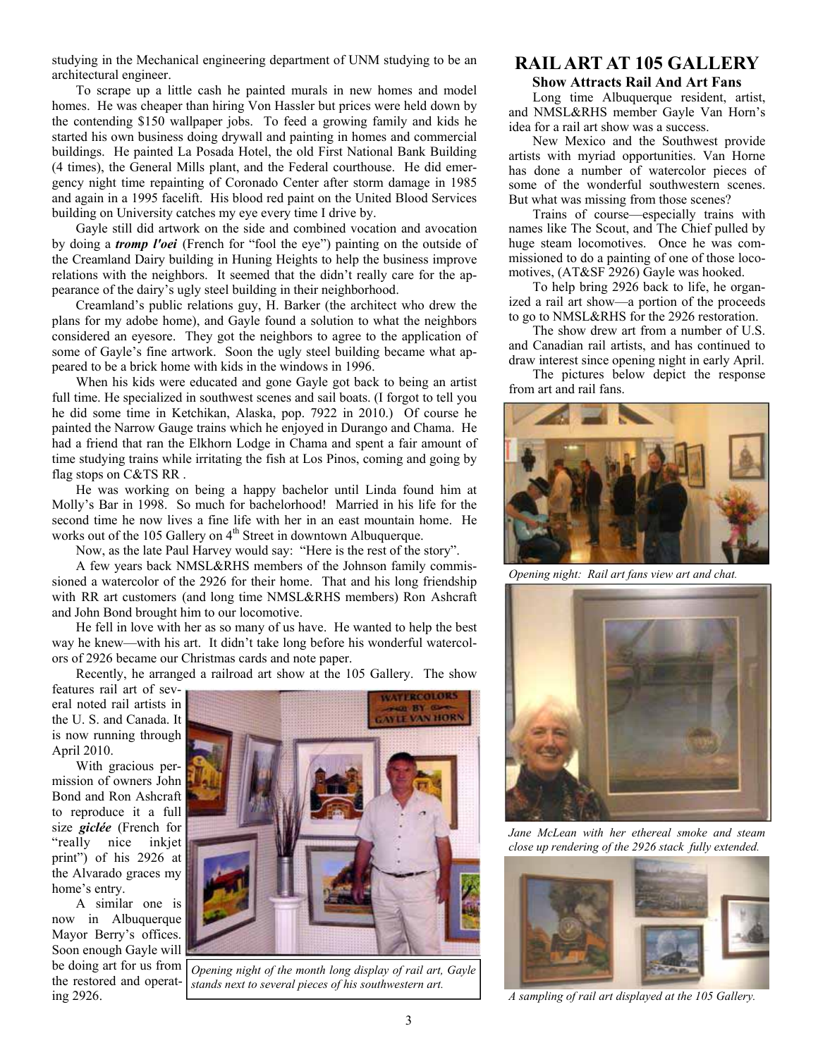studying in the Mechanical engineering department of UNM studying to be an architectural engineer.

To scrape up a little cash he painted murals in new homes and model homes. He was cheaper than hiring Von Hassler but prices were held down by the contending $150 wallpaper jobs. To feed a growing family and kids he started his own business doing drywall and painting in homes and commercial buildings. He painted La Posada Hotel, the old First National Bank Building (4 times), the General Mills plant, and the Federal courthouse. He did emergency night time repainting of Coronado Center after storm damage in 1985 and again in a 1995 facelift. His blood red paint on the United Blood Services building on University catches my eye every time I drive by.

Gayle still did artwork on the side and combined vocation and avocation by doing a ***tromp l'oei*** (French for "fool the eye") painting on the outside of the Creamland Dairy building in Huning Heights to help the business improve relations with the neighbors. It seemed that the didn't really care for the appearance of the dairy's ugly steel building in their neighborhood.

Creamland's public relations guy, H. Barker (the architect who drew the plans for my adobe home), and Gayle found a solution to what the neighbors considered an eyesore. They got the neighbors to agree to the application of some of Gayle's fine artwork. Soon the ugly steel building became what appeared to be a brick home with kids in the windows in 1996.

When his kids were educated and gone Gayle got back to being an artist full time. He specialized in southwest scenes and sail boats. (I forgot to tell you he did some time in Ketchikan, Alaska, pop. 7922 in 2010.) Of course he painted the Narrow Gauge trains which he enjoyed in Durango and Chama. He had a friend that ran the Elkhorn Lodge in Chama and spent a fair amount of time studying trains while irritating the fish at Los Pinos, coming and going by flag stops on C&TS RR .

He was working on being a happy bachelor until Linda found him at Molly's Bar in 1998. So much for bachelorhood! Married in his life for the second time he now lives a fine life with her in an east mountain home. He works out of the 105 Gallery on 4th Street in downtown Albuquerque.

Now, as the late Paul Harvey would say: "Here is the rest of the story".

A few years back NMSL&RHS members of the Johnson family commissioned a watercolor of the 2926 for their home. That and his long friendship with RR art customers (and long time NMSL&RHS members) Ron Ashcraft and John Bond brought him to our locomotive.

He fell in love with her as so many of us have. He wanted to help the best way he knew—with his art. It didn't take long before his wonderful watercolors of 2926 became our Christmas cards and note paper.

Recently, he arranged a railroad art show at the 105 Gallery. The show features rail art of several noted rail artists in the U. S. and Canada. It is now running through April 2010.

With gracious permission of owners John Bond and Ron Ashcraft to reproduce it a full size ***giclée*** (French for "really nice inkjet print") of his 2926 at the Alvarado graces my home's entry.

A similar one is now in Albuquerque Mayor Berry's offices. Soon enough Gayle will be doing art for us from the restored and operating 2926.

*Opening night of the month long display of rail art, Gayle stands next to several pieces of his southwestern art.*

## RAIL ART AT 105 GALLERY

### Show Attracts Rail And Art Fans

Long time Albuquerque resident, artist, and NMSL&RHS member Gayle Van Horn's idea for a rail art show was a success.

New Mexico and the Southwest provide artists with myriad opportunities. Van Horne has done a number of watercolor pieces of some of the wonderful southwestern scenes. But what was missing from those scenes?

Trains of course—especially trains with names like The Scout, and The Chief pulled by huge steam locomotives. Once he was commissioned to do a painting of one of those locomotives, (AT&SF 2926) Gayle was hooked.

To help bring 2926 back to life, he organized a rail art show—a portion of the proceeds to go to NMSL&RHS for the 2926 restoration.

The show drew art from a number of U.S. and Canadian rail artists, and has continued to draw interest since opening night in early April.

The pictures below depict the response from art and rail fans.

*Opening night: Rail art fans view art and chat.*

*Jane McLean with her ethereal smoke and steam close up rendering of the 2926 stack fully extended.*

*A sampling of rail art displayed at the 105 Gallery.*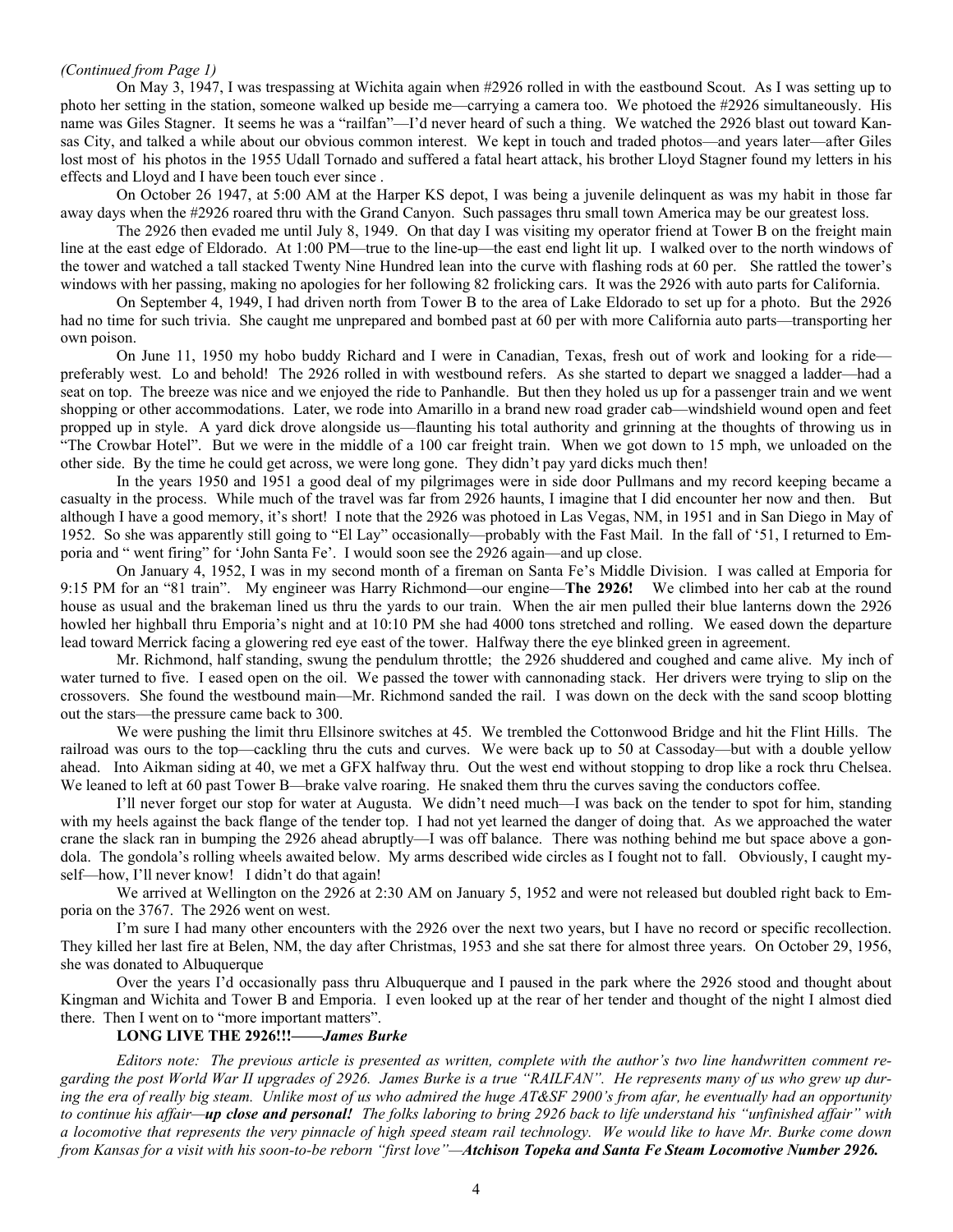*(Continued from Page 1)*

On May 3, 1947, I was trespassing at Wichita again when #2926 rolled in with the eastbound Scout. As I was setting up to photo her setting in the station, someone walked up beside me—carrying a camera too. We photoed the #2926 simultaneously. His name was Giles Stagner. It seems he was a "railfan"—I'd never heard of such a thing. We watched the 2926 blast out toward Kansas City, and talked a while about our obvious common interest. We kept in touch and traded photos—and years later—after Giles lost most of his photos in the 1955 Udall Tornado and suffered a fatal heart attack, his brother Lloyd Stagner found my letters in his effects and Lloyd and I have been touch ever since .

On October 26 1947, at 5:00 AM at the Harper KS depot, I was being a juvenile delinquent as was my habit in those far away days when the #2926 roared thru with the Grand Canyon. Such passages thru small town America may be our greatest loss.

The 2926 then evaded me until July 8, 1949. On that day I was visiting my operator friend at Tower B on the freight main line at the east edge of Eldorado. At 1:00 PM—true to the line-up—the east end light lit up. I walked over to the north windows of the tower and watched a tall stacked Twenty Nine Hundred lean into the curve with flashing rods at 60 per. She rattled the tower's windows with her passing, making no apologies for her following 82 frolicking cars. It was the 2926 with auto parts for California.

On September 4, 1949, I had driven north from Tower B to the area of Lake Eldorado to set up for a photo. But the 2926 had no time for such trivia. She caught me unprepared and bombed past at 60 per with more California auto parts—transporting her own poison.

On June 11, 1950 my hobo buddy Richard and I were in Canadian, Texas, fresh out of work and looking for a ride—preferably west. Lo and behold! The 2926 rolled in with westbound refers. As she started to depart we snagged a ladder—had a seat on top. The breeze was nice and we enjoyed the ride to Panhandle. But then they holed us up for a passenger train and we went shopping or other accommodations. Later, we rode into Amarillo in a brand new road grader cab—windshield wound open and feet propped up in style. A yard dick drove alongside us—flaunting his total authority and grinning at the thoughts of throwing us in "The Crowbar Hotel". But we were in the middle of a 100 car freight train. When we got down to 15 mph, we unloaded on the other side. By the time he could get across, we were long gone. They didn't pay yard dicks much then!

In the years 1950 and 1951 a good deal of my pilgrimages were in side door Pullmans and my record keeping became a casualty in the process. While much of the travel was far from 2926 haunts, I imagine that I did encounter her now and then. But although I have a good memory, it's short! I note that the 2926 was photoed in Las Vegas, NM, in 1951 and in San Diego in May of 1952. So she was apparently still going to "El Lay" occasionally—probably with the Fast Mail. In the fall of '51, I returned to Emporia and " went firing" for 'John Santa Fe'. I would soon see the 2926 again—and up close.

On January 4, 1952, I was in my second month of a fireman on Santa Fe's Middle Division. I was called at Emporia for 9:15 PM for an "81 train". My engineer was Harry Richmond—our engine—**The 2926!** We climbed into her cab at the round house as usual and the brakeman lined us thru the yards to our train. When the air men pulled their blue lanterns down the 2926 howled her highball thru Emporia's night and at 10:10 PM she had 4000 tons stretched and rolling. We eased down the departure lead toward Merrick facing a glowering red eye east of the tower. Halfway there the eye blinked green in agreement.

Mr. Richmond, half standing, swung the pendulum throttle; the 2926 shuddered and coughed and came alive. My inch of water turned to five. I eased open on the oil. We passed the tower with cannonading stack. Her drivers were trying to slip on the crossovers. She found the westbound main—Mr. Richmond sanded the rail. I was down on the deck with the sand scoop blotting out the stars—the pressure came back to 300.

We were pushing the limit thru Ellsinore switches at 45. We trembled the Cottonwood Bridge and hit the Flint Hills. The railroad was ours to the top—cackling thru the cuts and curves. We were back up to 50 at Cassoday—but with a double yellow ahead. Into Aikman siding at 40, we met a GFX halfway thru. Out the west end without stopping to drop like a rock thru Chelsea. We leaned to left at 60 past Tower B—brake valve roaring. He snaked them thru the curves saving the conductors coffee.

I'll never forget our stop for water at Augusta. We didn't need much—I was back on the tender to spot for him, standing with my heels against the back flange of the tender top. I had not yet learned the danger of doing that. As we approached the water crane the slack ran in bumping the 2926 ahead abruptly—I was off balance. There was nothing behind me but space above a gondola. The gondola's rolling wheels awaited below. My arms described wide circles as I fought not to fall. Obviously, I caught myself—how, I'll never know! I didn't do that again!

We arrived at Wellington on the 2926 at 2:30 AM on January 5, 1952 and were not released but doubled right back to Emporia on the 3767. The 2926 went on west.

I'm sure I had many other encounters with the 2926 over the next two years, but I have no record or specific recollection. They killed her last fire at Belen, NM, the day after Christmas, 1953 and she sat there for almost three years. On October 29, 1956, she was donated to Albuquerque

Over the years I'd occasionally pass thru Albuquerque and I paused in the park where the 2926 stood and thought about Kingman and Wichita and Tower B and Emporia. I even looked up at the rear of her tender and thought of the night I almost died there. Then I went on to "more important matters".

**LONG LIVE THE 2926!!!——*James Burke***

*Editors note: The previous article is presented as written, complete with the author's two line handwritten comment regarding the post World War II upgrades of 2926. James Burke is a true "RAILFAN". He represents many of us who grew up during the era of really big steam. Unlike most of us who admired the huge AT&SF 2900's from afar, he eventually had an opportunity to continue his affair—**up close and personal!** The folks laboring to bring 2926 back to life understand his "unfinished affair" with a locomotive that represents the very pinnacle of high speed steam rail technology. We would like to have Mr. Burke come down from Kansas for a visit with his soon-to-be reborn "first love"—**Atchison Topeka and Santa Fe Steam Locomotive Number 2926.***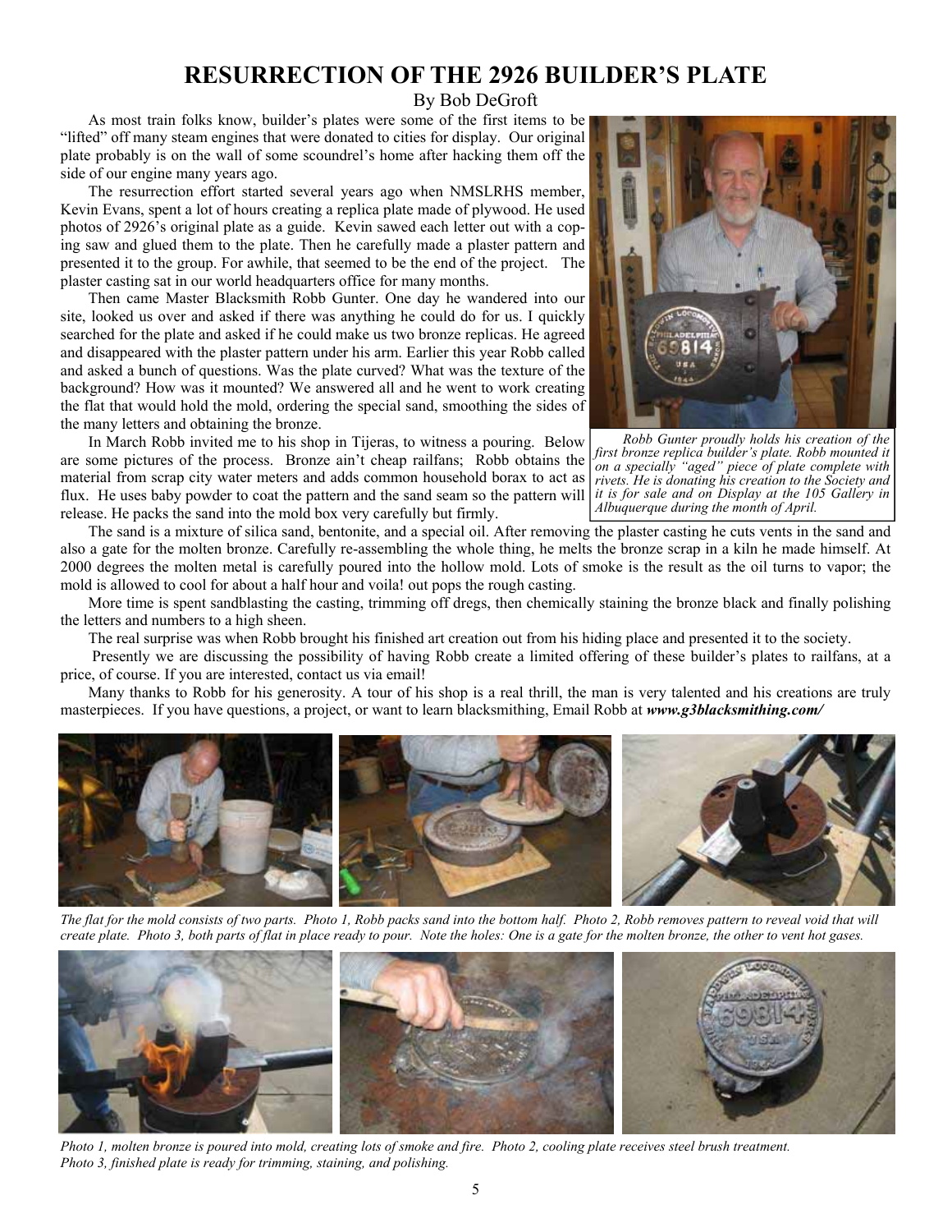# RESURRECTION OF THE 2926 BUILDER'S PLATE

By Bob DeGroft

As most train folks know, builder's plates were some of the first items to be "lifted" off many steam engines that were donated to cities for display. Our original plate probably is on the wall of some scoundrel's home after hacking them off the side of our engine many years ago.

The resurrection effort started several years ago when NMSLRHS member, Kevin Evans, spent a lot of hours creating a replica plate made of plywood. He used photos of 2926's original plate as a guide. Kevin sawed each letter out with a coping saw and glued them to the plate. Then he carefully made a plaster pattern and presented it to the group. For awhile, that seemed to be the end of the project. The plaster casting sat in our world headquarters office for many months.

Then came Master Blacksmith Robb Gunter. One day he wandered into our site, looked us over and asked if there was anything he could do for us. I quickly searched for the plate and asked if he could make us two bronze replicas. He agreed and disappeared with the plaster pattern under his arm. Earlier this year Robb called and asked a bunch of questions. Was the plate curved? What was the texture of the background? How was it mounted? We answered all and he went to work creating the flat that would hold the mold, ordering the special sand, smoothing the sides of the many letters and obtaining the bronze.

In March Robb invited me to his shop in Tijeras, to witness a pouring. Below are some pictures of the process. Bronze ain't cheap railfans; Robb obtains the material from scrap city water meters and adds common household borax to act as flux. He uses baby powder to coat the pattern and the sand seam so the pattern will release. He packs the sand into the mold box very carefully but firmly.

*Robb Gunter proudly holds his creation of the first bronze replica builder's plate. Robb mounted it on a specially "aged" piece of plate complete with rivets. He is donating his creation to the Society and it is for sale and on Display at the 105 Gallery in Albuquerque during the month of April.*

The sand is a mixture of silica sand, bentonite, and a special oil. After removing the plaster casting he cuts vents in the sand and also a gate for the molten bronze. Carefully re-assembling the whole thing, he melts the bronze scrap in a kiln he made himself. At 2000 degrees the molten metal is carefully poured into the hollow mold. Lots of smoke is the result as the oil turns to vapor; the mold is allowed to cool for about a half hour and voila! out pops the rough casting.

More time is spent sandblasting the casting, trimming off dregs, then chemically staining the bronze black and finally polishing the letters and numbers to a high sheen.

The real surprise was when Robb brought his finished art creation out from his hiding place and presented it to the society.

Presently we are discussing the possibility of having Robb create a limited offering of these builder's plates to railfans, at a price, of course. If you are interested, contact us via email!

Many thanks to Robb for his generosity. A tour of his shop is a real thrill, the man is very talented and his creations are truly masterpieces. If you have questions, a project, or want to learn blacksmithing, Email Robb at ***www.g3blacksmithing.com/***

*The flat for the mold consists of two parts. Photo 1, Robb packs sand into the bottom half. Photo 2, Robb removes pattern to reveal void that will create plate. Photo 3, both parts of flat in place ready to pour. Note the holes: One is a gate for the molten bronze, the other to vent hot gases.*

*Photo 1, molten bronze is poured into mold, creating lots of smoke and fire. Photo 2, cooling plate receives steel brush treatment. Photo 3, finished plate is ready for trimming, staining, and polishing.*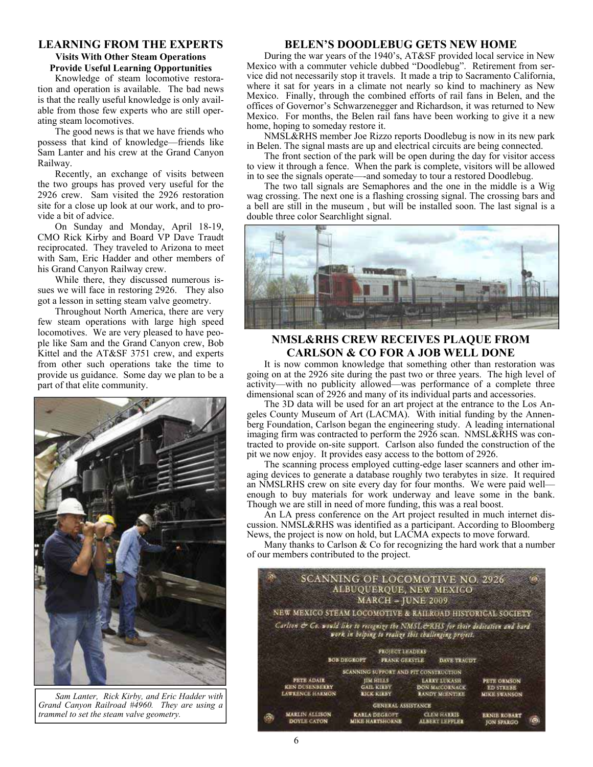## LEARNING FROM THE EXPERTS

### Visits With Other Steam Operations Provide Useful Learning Opportunities

Knowledge of steam locomotive restoration and operation is available. The bad news is that the really useful knowledge is only available from those few experts who are still operating steam locomotives.

The good news is that we have friends who possess that kind of knowledge—friends like Sam Lanter and his crew at the Grand Canyon Railway.

Recently, an exchange of visits between the two groups has proved very useful for the 2926 crew. Sam visited the 2926 restoration site for a close up look at our work, and to provide a bit of advice.

On Sunday and Monday, April 18-19, CMO Rick Kirby and Board VP Dave Traudt reciprocated. They traveled to Arizona to meet with Sam, Eric Hadder and other members of his Grand Canyon Railway crew.

While there, they discussed numerous issues we will face in restoring 2926. They also got a lesson in setting steam valve geometry.

Throughout North America, there are very few steam operations with large high speed locomotives. We are very pleased to have people like Sam and the Grand Canyon crew, Bob Kittel and the AT&SF 3751 crew, and experts from other such operations take the time to provide us guidance. Some day we plan to be a part of that elite community.

*Sam Lanter, Rick Kirby, and Eric Hadder with Grand Canyon Railroad #4960. They are using a trammel to set the steam valve geometry.*

## BELEN'S DOODLEBUG GETS NEW HOME

During the war years of the 1940's, AT&SF provided local service in New Mexico with a commuter vehicle dubbed "Doodlebug". Retirement from service did not necessarily stop it travels. It made a trip to Sacramento California, where it sat for years in a climate not nearly so kind to machinery as New Mexico. Finally, through the combined efforts of rail fans in Belen, and the offices of Governor's Schwarzenegger and Richardson, it was returned to New Mexico. For months, the Belen rail fans have been working to give it a new home, hoping to someday restore it.

NMSL&RHS member Joe Rizzo reports Doodlebug is now in its new park in Belen. The signal masts are up and electrical circuits are being connected.

The front section of the park will be open during the day for visitor access to view it through a fence. When the park is complete, visitors will be allowed in to see the signals operate—-and someday to tour a restored Doodlebug.

The two tall signals are Semaphores and the one in the middle is a Wig wag crossing. The next one is a flashing crossing signal. The crossing bars and a bell are still in the museum , but will be installed soon. The last signal is a double three color Searchlight signal.

## NMSL&RHS CREW RECEIVES PLAQUE FROM CARLSON & CO FOR A JOB WELL DONE

It is now common knowledge that something other than restoration was going on at the 2926 site during the past two or three years. The high level of activity—with no publicity allowed—was performance of a complete three dimensional scan of 2926 and many of its individual parts and accessories.

The 3D data will be used for an art project at the entrance to the Los Angeles County Museum of Art (LACMA). With initial funding by the Annenberg Foundation, Carlson began the engineering study. A leading international imaging firm was contracted to perform the 2926 scan. NMSL&RHS was contracted to provide on-site support. Carlson also funded the construction of the pit we now enjoy. It provides easy access to the bottom of 2926.

The scanning process employed cutting-edge laser scanners and other imaging devices to generate a database roughly two terabytes in size. It required an NMSLRHS crew on site every day for four months. We were paid well—enough to buy materials for work underway and leave some in the bank. Though we are still in need of more funding, this was a real boost.

An LA press conference on the Art project resulted in much internet discussion. NMSL&RHS was identified as a participant. According to Bloomberg News, the project is now on hold, but LACMA expects to move forward.

Many thanks to Carlson & Co for recognizing the hard work that a number of our members contributed to the project.

SCANNING OF LOCOMOTIVE NO. 2926
ALBUQUERQUE, NEW MEXICO
MARCH – JUNE 2009

NEW MEXICO STEAM LOCOMOTIVE & RAILROAD HISTORICAL SOCIETY

*Carlson & Co. would like to recognize the NMSL&RHS for their dedication and hard work in helping to realize this challenging project.*

PROJECT LEADERS
BOB DEGROFT — FRANK GERSTLE — DAVE TRAUDT

SCANNING SUPPORT AND PIT CONSTRUCTION

| | | | |
|---|---|---|---|
| PETE ADAIR | JIM HILLS | LARRY LUKASH | PETE ORMSON |
| KEN DUSENBERRY | GAIL KIRBY | DON MacCORNACK | ED STREBE |
| LAWRENCE HARMON | RICK KIRBY | RANDY McENTIRE | MIKE SWANSON |

GENERAL ASSISTANCE

| | | | |
|---|---|---|---|
| MARLIN ALLISON | KARLA DEGROFT | CLEM HARRIS | ERNIE ROBART |
| DOYLE CATON | MIKE HARTSHORNE | ALBERT LEFFLER | JON SPARGO |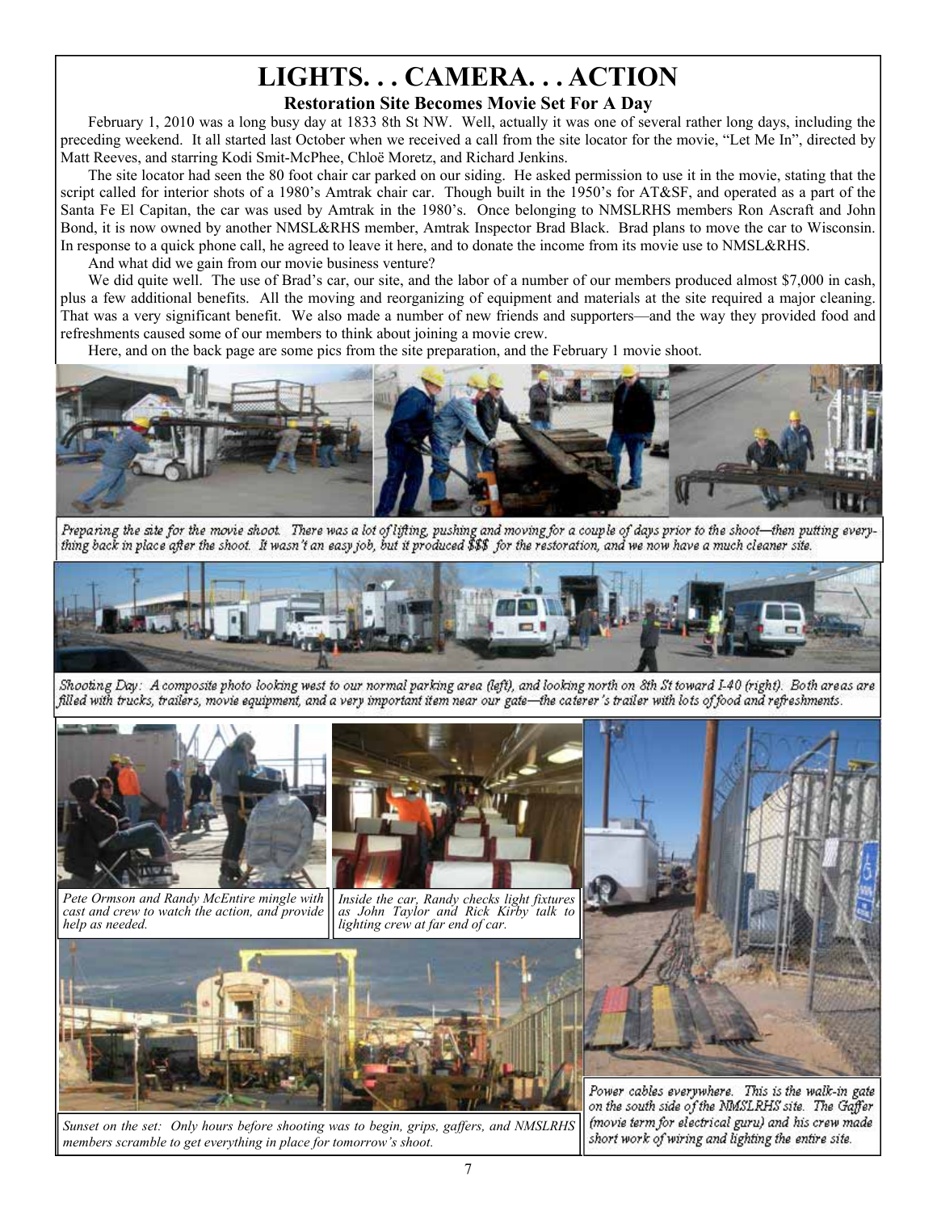# LIGHTS. . . CAMERA. . . ACTION

**Restoration Site Becomes Movie Set For A Day**

February 1, 2010 was a long busy day at 1833 8th St NW. Well, actually it was one of several rather long days, including the preceding weekend. It all started last October when we received a call from the site locator for the movie, "Let Me In", directed by Matt Reeves, and starring Kodi Smit-McPhee, Chloë Moretz, and Richard Jenkins.

The site locator had seen the 80 foot chair car parked on our siding. He asked permission to use it in the movie, stating that the script called for interior shots of a 1980's Amtrak chair car. Though built in the 1950's for AT&SF, and operated as a part of the Santa Fe El Capitan, the car was used by Amtrak in the 1980's. Once belonging to NMSLRHS members Ron Ascraft and John Bond, it is now owned by another NMSL&RHS member, Amtrak Inspector Brad Black. Brad plans to move the car to Wisconsin. In response to a quick phone call, he agreed to leave it here, and to donate the income from its movie use to NMSL&RHS.

And what did we gain from our movie business venture?

We did quite well. The use of Brad's car, our site, and the labor of a number of our members produced almost $7,000 in cash, plus a few additional benefits. All the moving and reorganizing of equipment and materials at the site required a major cleaning. That was a very significant benefit. We also made a number of new friends and supporters—and the way they provided food and refreshments caused some of our members to think about joining a movie crew.

Here, and on the back page are some pics from the site preparation, and the February 1 movie shoot.

*Preparing the site for the movie shoot. There was a lot of lifting, pushing and moving for a couple of days prior to the shoot—then putting everything back in place after the shoot. It wasn't an easy job, but it produced $$$ for the restoration, and we now have a much cleaner site.*

*Shooting Day: A composite photo looking west to our normal parking area (left), and looking north on 8th St toward I-40 (right). Both areas are filled with trucks, trailers, movie equipment, and a very important item near our gate—the caterer's trailer with lots of food and refreshments.*

*Pete Ormson and Randy McEntire mingle with cast and crew to watch the action, and provide help as needed.*

*Inside the car, Randy checks light fixtures as John Taylor and Rick Kirby talk to lighting crew at far end of car.*

*Power cables everywhere. This is the walk-in gate on the south side of the NMSLRHS site. The Gaffer (movie term for electrical guru) and his crew made short work of wiring and lighting the entire site.*

*Sunset on the set: Only hours before shooting was to begin, grips, gaffers, and NMSLRHS members scramble to get everything in place for tomorrow's shoot.*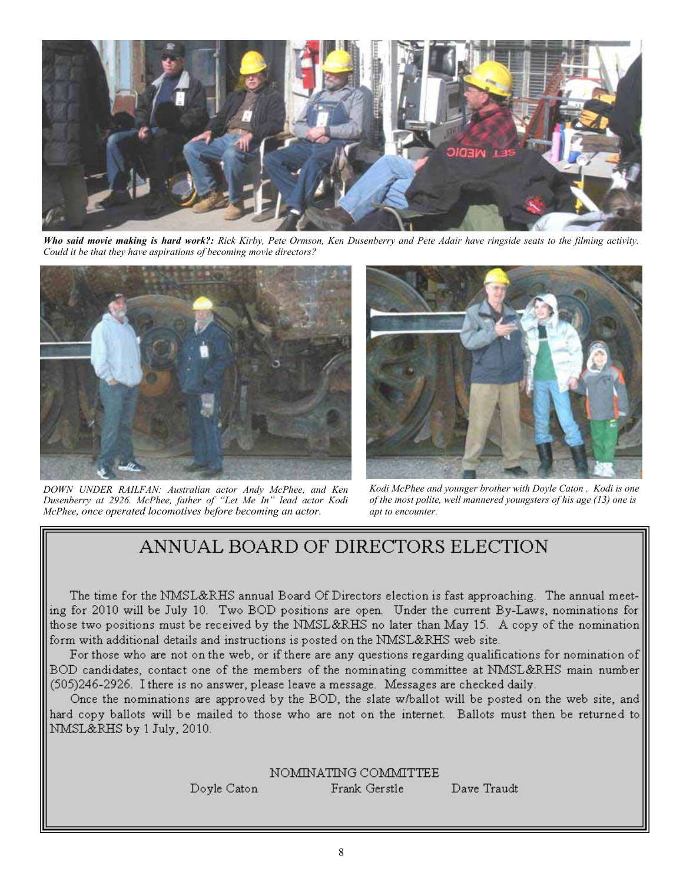***Who said movie making is hard work?:*** *Rick Kirby, Pete Ormson, Ken Dusenberry and Pete Adair have ringside seats to the filming activity. Could it be that they have aspirations of becoming movie directors?*

*DOWN UNDER RAILFAN: Australian actor Andy McPhee, and Ken Dusenberry at 2926. McPhee, father of "Let Me In" lead actor Kodi McPhee, once operated locomotives before becoming an actor.*

*Kodi McPhee and younger brother with Doyle Caton . Kodi is one of the most polite, well mannered youngsters of his age (13) one is apt to encounter.*

## ANNUAL BOARD OF DIRECTORS ELECTION

The time for the NMSL&RHS annual Board Of Directors election is fast approaching. The annual meeting for 2010 will be July 10. Two BOD positions are open. Under the current By-Laws, nominations for those two positions must be received by the NMSL&RHS no later than May 15. A copy of the nomination form with additional details and instructions is posted on the NMSL&RHS web site.

For those who are not on the web, or if there are any questions regarding qualifications for nomination of BOD candidates, contact one of the members of the nominating committee at NMSL&RHS main number (505)246-2926. I there is no answer, please leave a message. Messages are checked daily.

Once the nominations are approved by the BOD, the slate w/ballot will be posted on the web site, and hard copy ballots will be mailed to those who are not on the internet. Ballots must then be returned to NMSL&RHS by 1 July, 2010.

NOMINATING COMMITTEE

Doyle Caton    Frank Gerstle    Dave Traudt